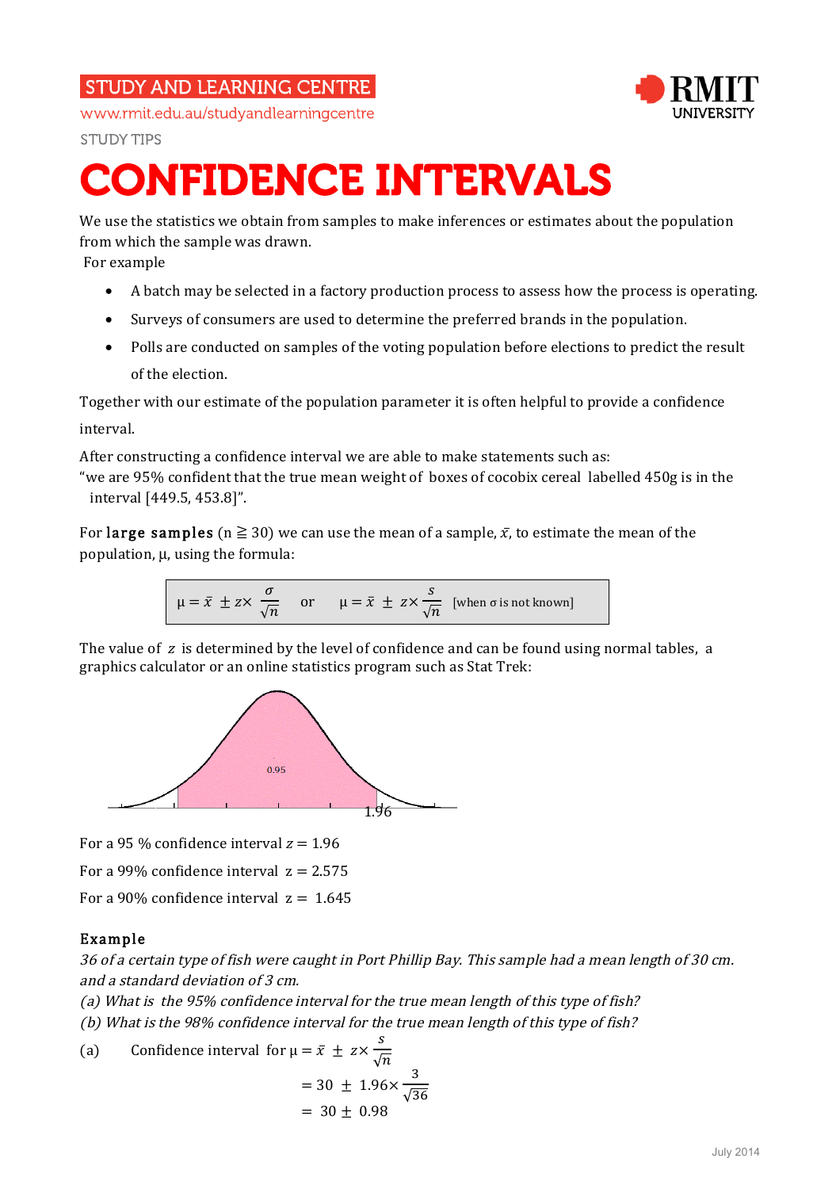STUDY AND LEARNING CENTRE

www.rmit.edu.au/studyandlearningcentre

STUDY TIPS

# CONFIDENCE INTERVALS

We use the statistics we obtain from samples to make inferences or estimates about the population from which the sample was drawn.

For example

- A batch may be selected in a factory production process to assess how the process is operating.
- Surveys of consumers are used to determine the preferred brands in the population.
- Polls are conducted on samples of the voting population before elections to predict the result of the election.

Together with our estimate of the population parameter it is often helpful to provide a confidence interval.

After constructing a confidence interval we are able to make statements such as:
"we are 95% confident that the true mean weight of boxes of cocobix cereal labelled 450g is in the interval [449.5, 453.8]".

For **large samples** ($n \geqq 30$) we can use the mean of a sample, $\bar{x}$, to estimate the mean of the population, $\mu$, using the formula:

$$\mu = \bar{x} \pm z \times \frac{\sigma}{\sqrt{n}} \quad \text{or} \quad \mu = \bar{x} \pm z \times \frac{s}{\sqrt{n}} \quad [\text{when } \sigma \text{ is not known}]$$

The value of $z$ is determined by the level of confidence and can be found using normal tables, a graphics calculator or an online statistics program such as Stat Trek:

0.95

1.96

For a 95 % confidence interval $z = 1.96$

For a 99% confidence interval $z = 2.575$

For a 90% confidence interval $z = 1.645$

### Example

*36 of a certain type of fish were caught in Port Phillip Bay. This sample had a mean length of 30 cm. and a standard deviation of 3 cm.*

*(a) What is the 95% confidence interval for the true mean length of this type of fish?*

*(b) What is the 98% confidence interval for the true mean length of this type of fish?*

(a) Confidence interval for $\mu = \bar{x} \pm z \times \frac{s}{\sqrt{n}}$

$$= 30 \pm 1.96 \times \frac{3}{\sqrt{36}}$$

$$= 30 \pm 0.98$$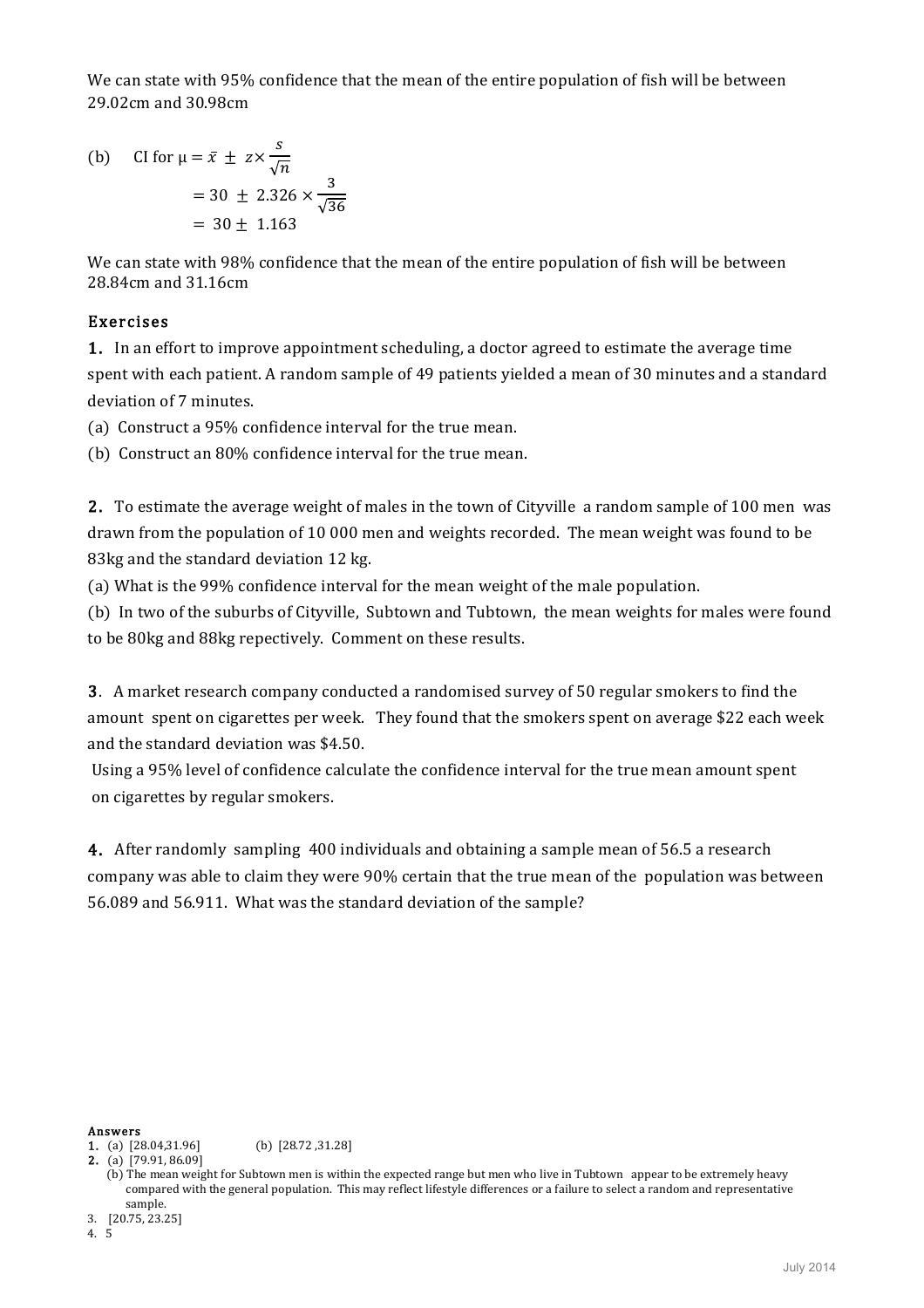We can state with 95% confidence that the mean of the entire population of fish will be between 29.02cm and 30.98cm

(b) CI for $\mu = \bar{x} \pm z \times \frac{s}{\sqrt{n}}$

$$= 30 \pm 2.326 \times \frac{3}{\sqrt{36}}$$

$$= 30 \pm 1.163$$

We can state with 98% confidence that the mean of the entire population of fish will be between 28.84cm and 31.16cm

## Exercises

**1.** In an effort to improve appointment scheduling, a doctor agreed to estimate the average time spent with each patient. A random sample of 49 patients yielded a mean of 30 minutes and a standard deviation of 7 minutes.

(a) Construct a 95% confidence interval for the true mean.

(b) Construct an 80% confidence interval for the true mean.

**2.** To estimate the average weight of males in the town of Cityville a random sample of 100 men was drawn from the population of 10 000 men and weights recorded. The mean weight was found to be 83kg and the standard deviation 12 kg.

(a) What is the 99% confidence interval for the mean weight of the male population.

(b) In two of the suburbs of Cityville, Subtown and Tubtown, the mean weights for males were found to be 80kg and 88kg repectively. Comment on these results.

**3**. A market research company conducted a randomised survey of 50 regular smokers to find the amount spent on cigarettes per week. They found that the smokers spent on average $22 each week and the standard deviation was $4.50.

Using a 95% level of confidence calculate the confidence interval for the true mean amount spent on cigarettes by regular smokers.

**4.** After randomly sampling 400 individuals and obtaining a sample mean of 56.5 a research company was able to claim they were 90% certain that the true mean of the population was between 56.089 and 56.911. What was the standard deviation of the sample?

**Answers**

**1.** (a) [28.04,31.96] (b) [28.72 ,31.28]

**2.** (a) [79.91, 86.09]

(b) The mean weight for Subtown men is within the expected range but men who live in Tubtown appear to be extremely heavy compared with the general population. This may reflect lifestyle differences or a failure to select a random and representative sample.

3. [20.75, 23.25]

4. 5